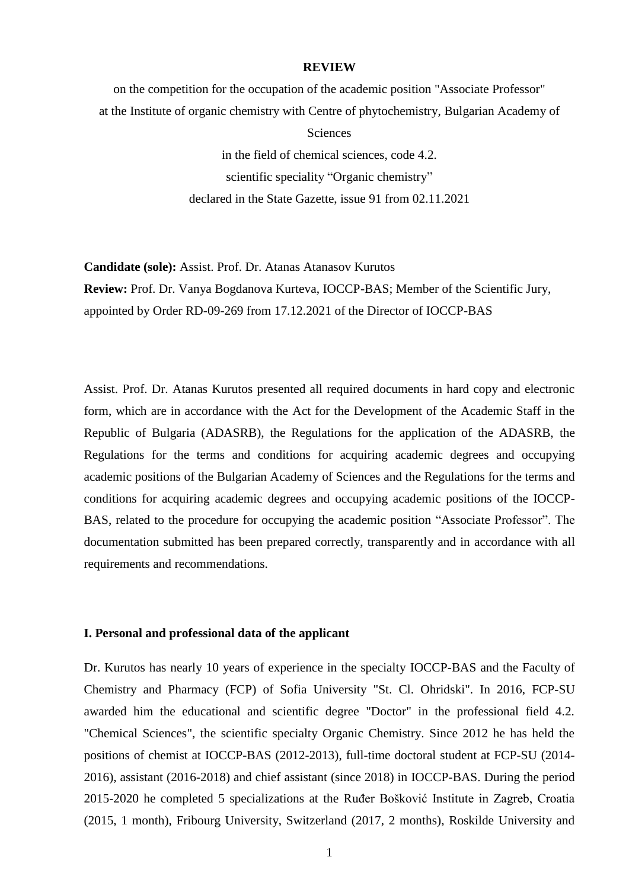# REVIEW

on the competition for the occupation of the academic position "Associate Professor" at the Institute of organic chemistry with Centre of phytochemistry, Bulgarian Academy of Sciences

in the field of chemical sciences, code 4.2.

scientific speciality "Organic chemistry"

declared in the State Gazette, issue 91 from 02.11.2021

**Candidate (sole):** Assist. Prof. Dr. Atanas Atanasov Kurutos

**Review:** Prof. Dr. Vanya Bogdanova Kurteva, IOCCP-BAS; Member of the Scientific Jury, appointed by Order RD-09-269 from 17.12.2021 of the Director of IOCCP-BAS

Assist. Prof. Dr. Atanas Kurutos presented all required documents in hard copy and electronic form, which are in accordance with the Act for the Development of the Academic Staff in the Republic of Bulgaria (ADASRB), the Regulations for the application of the ADASRB, the Regulations for the terms and conditions for acquiring academic degrees and occupying academic positions of the Bulgarian Academy of Sciences and the Regulations for the terms and conditions for acquiring academic degrees and occupying academic positions of the IOCCP-BAS, related to the procedure for occupying the academic position "Associate Professor". The documentation submitted has been prepared correctly, transparently and in accordance with all requirements and recommendations.

## I. Personal and professional data of the applicant

Dr. Kurutos has nearly 10 years of experience in the specialty IOCCP-BAS and the Faculty of Chemistry and Pharmacy (FCP) of Sofia University "St. Cl. Ohridski". In 2016, FCP-SU awarded him the educational and scientific degree "Doctor" in the professional field 4.2. "Chemical Sciences", the scientific specialty Organic Chemistry. Since 2012 he has held the positions of chemist at IOCCP-BAS (2012-2013), full-time doctoral student at FCP-SU (2014-2016), assistant (2016-2018) and chief assistant (since 2018) in IOCCP-BAS. During the period 2015-2020 he completed 5 specializations at the Ruđer Bošković Institute in Zagreb, Croatia (2015, 1 month), Fribourg University, Switzerland (2017, 2 months), Roskilde University and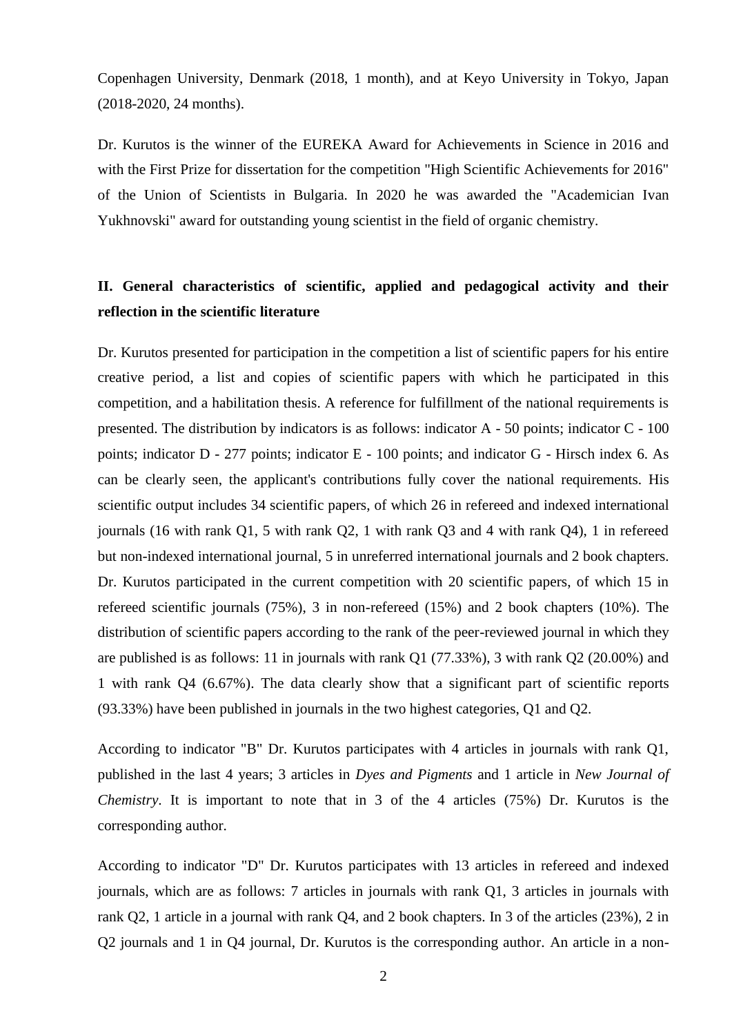Copenhagen University, Denmark (2018, 1 month), and at Keyo University in Tokyo, Japan (2018-2020, 24 months).

Dr. Kurutos is the winner of the EUREKA Award for Achievements in Science in 2016 and with the First Prize for dissertation for the competition "High Scientific Achievements for 2016" of the Union of Scientists in Bulgaria. In 2020 he was awarded the "Academician Ivan Yukhnovski" award for outstanding young scientist in the field of organic chemistry.

## II. General characteristics of scientific, applied and pedagogical activity and their reflection in the scientific literature

Dr. Kurutos presented for participation in the competition a list of scientific papers for his entire creative period, a list and copies of scientific papers with which he participated in this competition, and a habilitation thesis. A reference for fulfillment of the national requirements is presented. The distribution by indicators is as follows: indicator A - 50 points; indicator C - 100 points; indicator D - 277 points; indicator E - 100 points; and indicator G - Hirsch index 6. As can be clearly seen, the applicant's contributions fully cover the national requirements. His scientific output includes 34 scientific papers, of which 26 in refereed and indexed international journals (16 with rank Q1, 5 with rank Q2, 1 with rank Q3 and 4 with rank Q4), 1 in refereed but non-indexed international journal, 5 in unreferred international journals and 2 book chapters. Dr. Kurutos participated in the current competition with 20 scientific papers, of which 15 in refereed scientific journals (75%), 3 in non-refereed (15%) and 2 book chapters (10%). The distribution of scientific papers according to the rank of the peer-reviewed journal in which they are published is as follows: 11 in journals with rank Q1 (77.33%), 3 with rank Q2 (20.00%) and 1 with rank Q4 (6.67%). The data clearly show that a significant part of scientific reports (93.33%) have been published in journals in the two highest categories, Q1 and Q2.

According to indicator "B" Dr. Kurutos participates with 4 articles in journals with rank Q1, published in the last 4 years; 3 articles in *Dyes and Pigments* and 1 article in *New Journal of Chemistry*. It is important to note that in 3 of the 4 articles (75%) Dr. Kurutos is the corresponding author.

According to indicator "D" Dr. Kurutos participates with 13 articles in refereed and indexed journals, which are as follows: 7 articles in journals with rank Q1, 3 articles in journals with rank Q2, 1 article in a journal with rank Q4, and 2 book chapters. In 3 of the articles (23%), 2 in Q2 journals and 1 in Q4 journal, Dr. Kurutos is the corresponding author. An article in a non-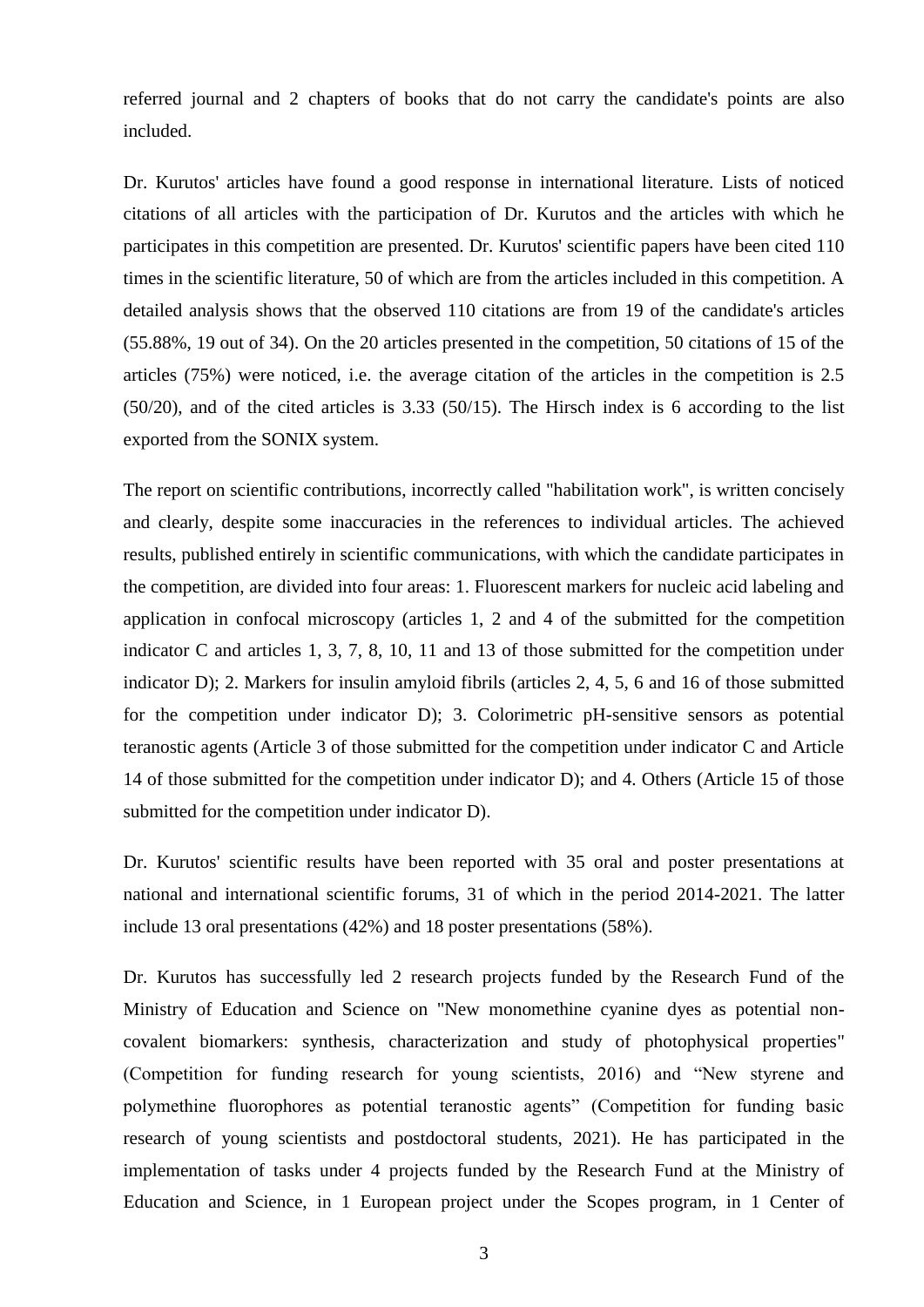referred journal and 2 chapters of books that do not carry the candidate's points are also included.

Dr. Kurutos' articles have found a good response in international literature. Lists of noticed citations of all articles with the participation of Dr. Kurutos and the articles with which he participates in this competition are presented. Dr. Kurutos' scientific papers have been cited 110 times in the scientific literature, 50 of which are from the articles included in this competition. A detailed analysis shows that the observed 110 citations are from 19 of the candidate's articles (55.88%, 19 out of 34). On the 20 articles presented in the competition, 50 citations of 15 of the articles (75%) were noticed, i.e. the average citation of the articles in the competition is 2.5 (50/20), and of the cited articles is 3.33 (50/15). The Hirsch index is 6 according to the list exported from the SONIX system.

The report on scientific contributions, incorrectly called "habilitation work", is written concisely and clearly, despite some inaccuracies in the references to individual articles. The achieved results, published entirely in scientific communications, with which the candidate participates in the competition, are divided into four areas: 1. Fluorescent markers for nucleic acid labeling and application in confocal microscopy (articles 1, 2 and 4 of the submitted for the competition indicator C and articles 1, 3, 7, 8, 10, 11 and 13 of those submitted for the competition under indicator D); 2. Markers for insulin amyloid fibrils (articles 2, 4, 5, 6 and 16 of those submitted for the competition under indicator D); 3. Colorimetric pH-sensitive sensors as potential teranostic agents (Article 3 of those submitted for the competition under indicator C and Article 14 of those submitted for the competition under indicator D); and 4. Others (Article 15 of those submitted for the competition under indicator D).

Dr. Kurutos' scientific results have been reported with 35 oral and poster presentations at national and international scientific forums, 31 of which in the period 2014-2021. The latter include 13 oral presentations (42%) and 18 poster presentations (58%).

Dr. Kurutos has successfully led 2 research projects funded by the Research Fund of the Ministry of Education and Science on "New monomethine cyanine dyes as potential non-covalent biomarkers: synthesis, characterization and study of photophysical properties" (Competition for funding research for young scientists, 2016) and "New styrene and polymethine fluorophores as potential teranostic agents" (Competition for funding basic research of young scientists and postdoctoral students, 2021). He has participated in the implementation of tasks under 4 projects funded by the Research Fund at the Ministry of Education and Science, in 1 European project under the Scopes program, in 1 Center of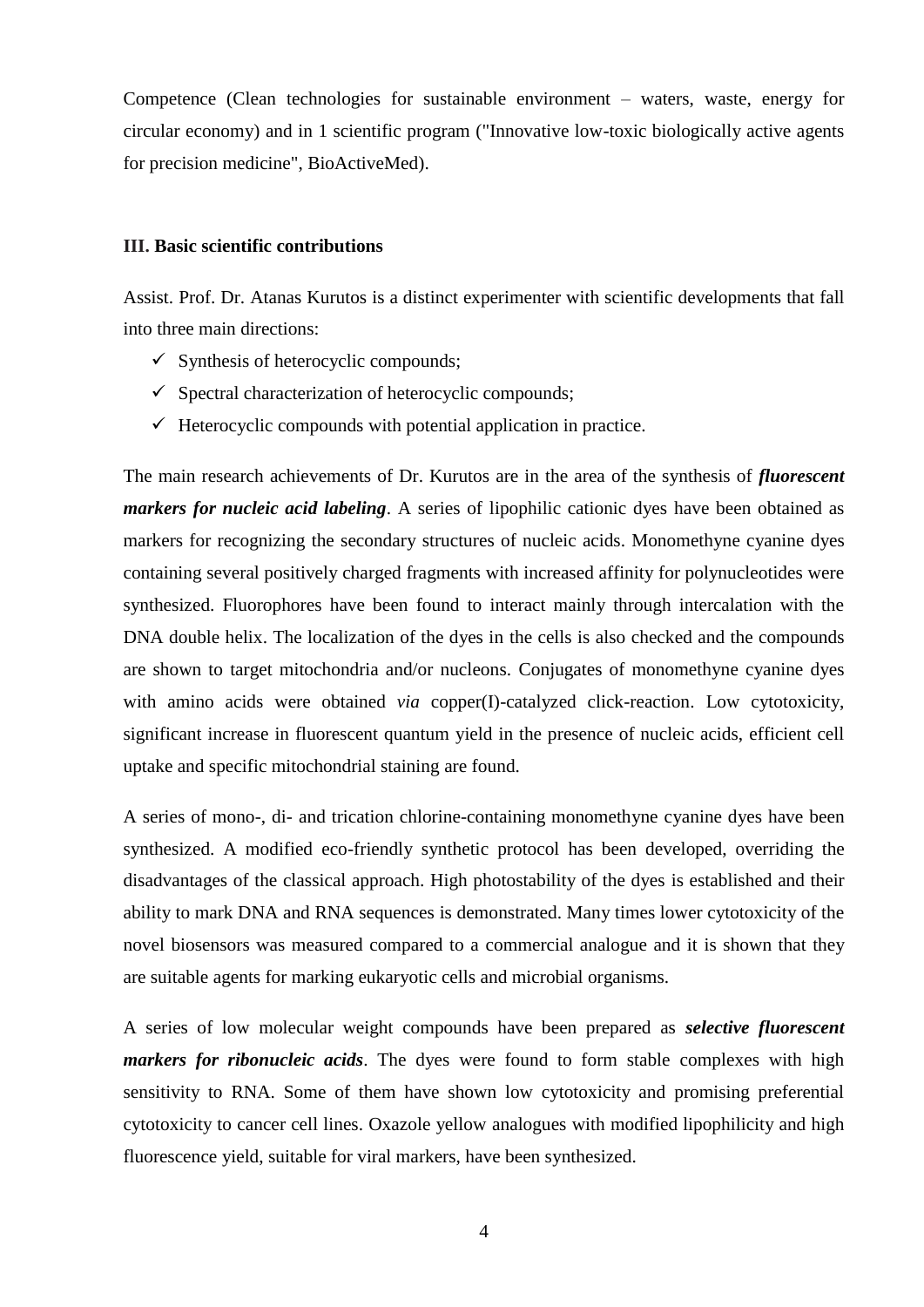Competence (Clean technologies for sustainable environment – waters, waste, energy for circular economy) and in 1 scientific program ("Innovative low-toxic biologically active agents for precision medicine", BioActiveMed).

**III. Basic scientific contributions**

Assist. Prof. Dr. Atanas Kurutos is a distinct experimenter with scientific developments that fall into three main directions:

- ✓ Synthesis of heterocyclic compounds;
- ✓ Spectral characterization of heterocyclic compounds;
- ✓ Heterocyclic compounds with potential application in practice.

The main research achievements of Dr. Kurutos are in the area of the synthesis of ***fluorescent markers for nucleic acid labeling***. A series of lipophilic cationic dyes have been obtained as markers for recognizing the secondary structures of nucleic acids. Monomethyne cyanine dyes containing several positively charged fragments with increased affinity for polynucleotides were synthesized. Fluorophores have been found to interact mainly through intercalation with the DNA double helix. The localization of the dyes in the cells is also checked and the compounds are shown to target mitochondria and/or nucleons. Conjugates of monomethyne cyanine dyes with amino acids were obtained *via* copper(I)-catalyzed click-reaction. Low cytotoxicity, significant increase in fluorescent quantum yield in the presence of nucleic acids, efficient cell uptake and specific mitochondrial staining are found.

A series of mono-, di- and trication chlorine-containing monomethyne cyanine dyes have been synthesized. A modified eco-friendly synthetic protocol has been developed, overriding the disadvantages of the classical approach. High photostability of the dyes is established and their ability to mark DNA and RNA sequences is demonstrated. Many times lower cytotoxicity of the novel biosensors was measured compared to a commercial analogue and it is shown that they are suitable agents for marking eukaryotic cells and microbial organisms.

A series of low molecular weight compounds have been prepared as ***selective fluorescent markers for ribonucleic acids***. The dyes were found to form stable complexes with high sensitivity to RNA. Some of them have shown low cytotoxicity and promising preferential cytotoxicity to cancer cell lines. Oxazole yellow analogues with modified lipophilicity and high fluorescence yield, suitable for viral markers, have been synthesized.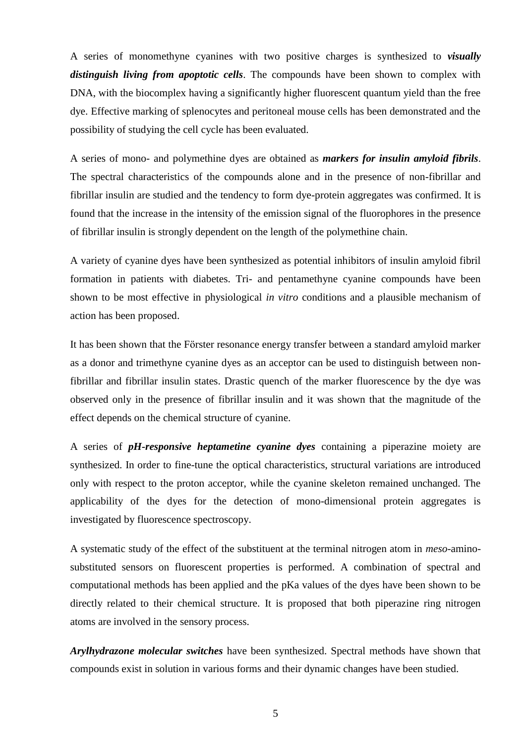A series of monomethyne cyanines with two positive charges is synthesized to ***visually distinguish living from apoptotic cells***. The compounds have been shown to complex with DNA, with the biocomplex having a significantly higher fluorescent quantum yield than the free dye. Effective marking of splenocytes and peritoneal mouse cells has been demonstrated and the possibility of studying the cell cycle has been evaluated.

A series of mono- and polymethine dyes are obtained as ***markers for insulin amyloid fibrils***. The spectral characteristics of the compounds alone and in the presence of non-fibrillar and fibrillar insulin are studied and the tendency to form dye-protein aggregates was confirmed. It is found that the increase in the intensity of the emission signal of the fluorophores in the presence of fibrillar insulin is strongly dependent on the length of the polymethine chain.

A variety of cyanine dyes have been synthesized as potential inhibitors of insulin amyloid fibril formation in patients with diabetes. Tri- and pentamethyne cyanine compounds have been shown to be most effective in physiological *in vitro* conditions and a plausible mechanism of action has been proposed.

It has been shown that the Förster resonance energy transfer between a standard amyloid marker as a donor and trimethyne cyanine dyes as an acceptor can be used to distinguish between non-fibrillar and fibrillar insulin states. Drastic quench of the marker fluorescence by the dye was observed only in the presence of fibrillar insulin and it was shown that the magnitude of the effect depends on the chemical structure of cyanine.

A series of ***pH-responsive heptametine cyanine dyes*** containing a piperazine moiety are synthesized. In order to fine-tune the optical characteristics, structural variations are introduced only with respect to the proton acceptor, while the cyanine skeleton remained unchanged. The applicability of the dyes for the detection of mono-dimensional protein aggregates is investigated by fluorescence spectroscopy.

A systematic study of the effect of the substituent at the terminal nitrogen atom in *meso*-amino-substituted sensors on fluorescent properties is performed. A combination of spectral and computational methods has been applied and the pKa values of the dyes have been shown to be directly related to their chemical structure. It is proposed that both piperazine ring nitrogen atoms are involved in the sensory process.

***Arylhydrazone molecular switches*** have been synthesized. Spectral methods have shown that compounds exist in solution in various forms and their dynamic changes have been studied.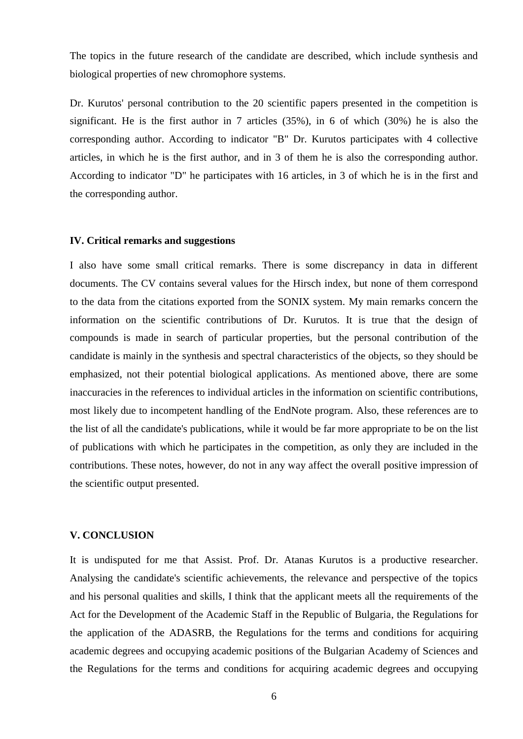The topics in the future research of the candidate are described, which include synthesis and biological properties of new chromophore systems.

Dr. Kurutos' personal contribution to the 20 scientific papers presented in the competition is significant. He is the first author in 7 articles (35%), in 6 of which (30%) he is also the corresponding author. According to indicator "B" Dr. Kurutos participates with 4 collective articles, in which he is the first author, and in 3 of them he is also the corresponding author. According to indicator "D" he participates with 16 articles, in 3 of which he is in the first and the corresponding author.

**IV. Critical remarks and suggestions**

I also have some small critical remarks. There is some discrepancy in data in different documents. The CV contains several values for the Hirsch index, but none of them correspond to the data from the citations exported from the SONIX system. My main remarks concern the information on the scientific contributions of Dr. Kurutos. It is true that the design of compounds is made in search of particular properties, but the personal contribution of the candidate is mainly in the synthesis and spectral characteristics of the objects, so they should be emphasized, not their potential biological applications. As mentioned above, there are some inaccuracies in the references to individual articles in the information on scientific contributions, most likely due to incompetent handling of the EndNote program. Also, these references are to the list of all the candidate's publications, while it would be far more appropriate to be on the list of publications with which he participates in the competition, as only they are included in the contributions. These notes, however, do not in any way affect the overall positive impression of the scientific output presented.

**V. CONCLUSION**

It is undisputed for me that Assist. Prof. Dr. Atanas Kurutos is a productive researcher. Analysing the candidate's scientific achievements, the relevance and perspective of the topics and his personal qualities and skills, I think that the applicant meets all the requirements of the Act for the Development of the Academic Staff in the Republic of Bulgaria, the Regulations for the application of the ADASRB, the Regulations for the terms and conditions for acquiring academic degrees and occupying academic positions of the Bulgarian Academy of Sciences and the Regulations for the terms and conditions for acquiring academic degrees and occupying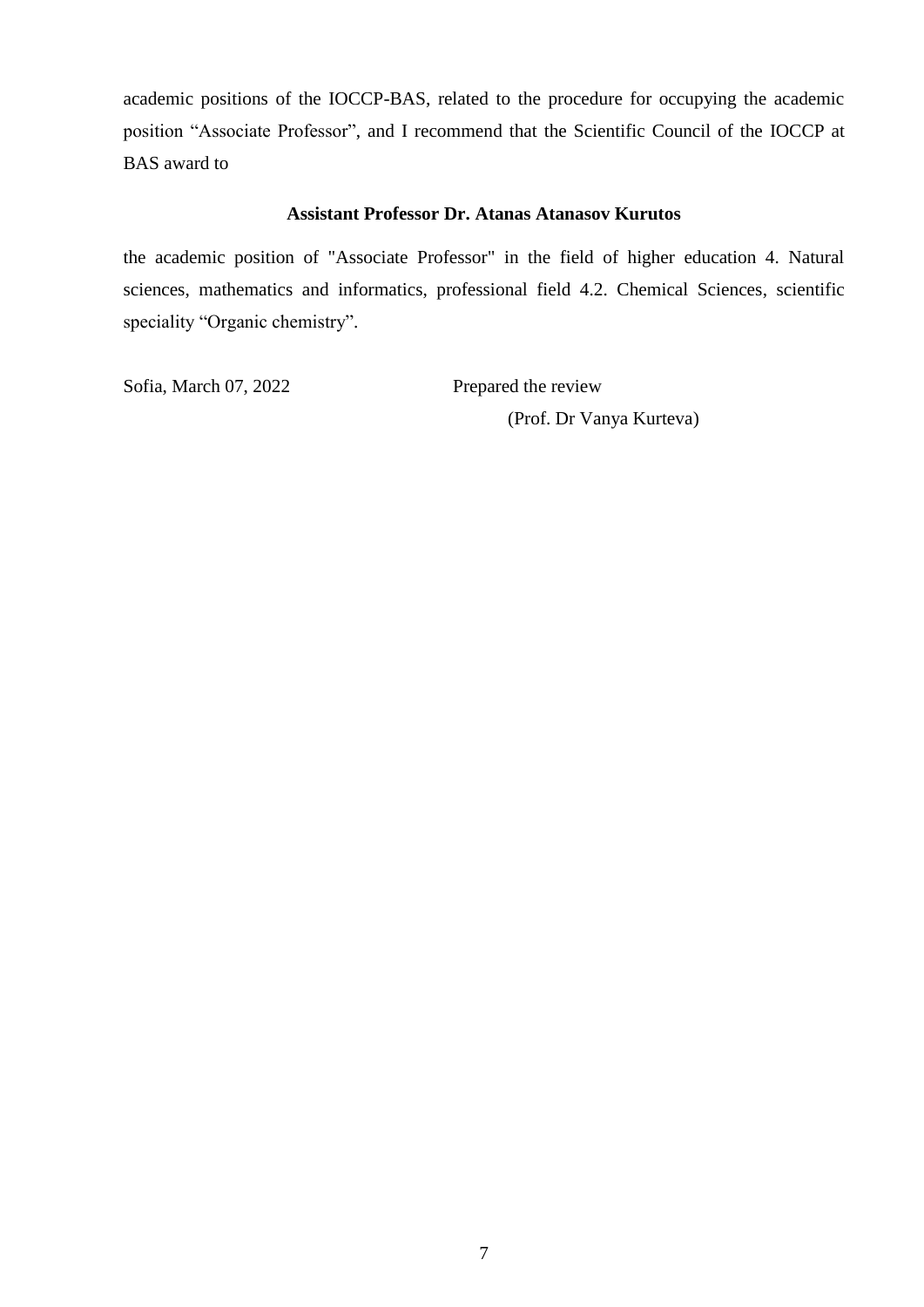academic positions of the IOCCP-BAS, related to the procedure for occupying the academic position “Associate Professor”, and I recommend that the Scientific Council of the IOCCP at BAS award to

**Assistant Professor Dr. Atanas Atanasov Kurutos**

the academic position of "Associate Professor" in the field of higher education 4. Natural sciences, mathematics and informatics, professional field 4.2. Chemical Sciences, scientific speciality “Organic chemistry”.

Sofia, March 07, 2022 Prepared the review

(Prof. Dr Vanya Kurteva)